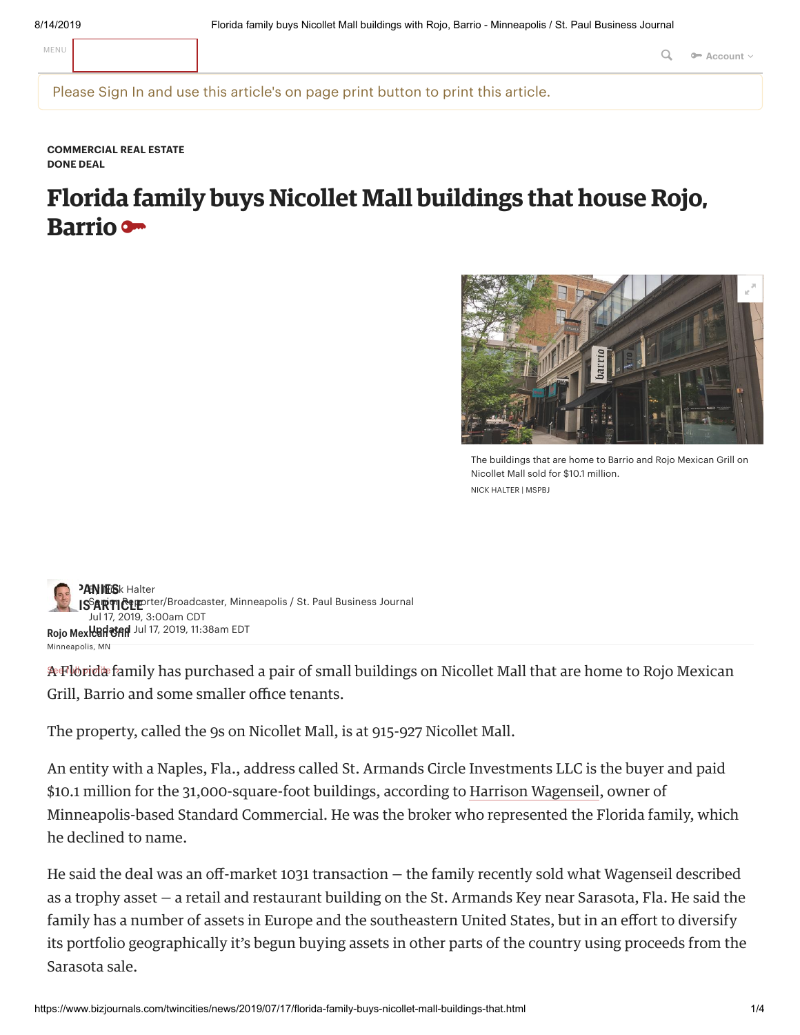COMMERCIAL REAL ESTATE
DONE DEAL

# Florida family buys Nicollet Mall buildings that house Rojo, Barrio

The buildings that are home to Barrio and Rojo Mexican Grill on Nicollet Mall sold for $10.1 million.
NICK HALTER | MSPBJ

By Nick Halter
Senior Reporter/Broadcaster, Minneapolis / St. Paul Business Journal
Jul 17, 2019, 3:00am CDT
Updated Jul 17, 2019, 11:38am EDT

A Florida family has purchased a pair of small buildings on Nicollet Mall that are home to Rojo Mexican Grill, Barrio and some smaller office tenants.

The property, called the 9s on Nicollet Mall, is at 915-927 Nicollet Mall.

An entity with a Naples, Fla., address called St. Armands Circle Investments LLC is the buyer and paid $10.1 million for the 31,000-square-foot buildings, according to Harrison Wagenseil, owner of Minneapolis-based Standard Commercial. He was the broker who represented the Florida family, which he declined to name.

He said the deal was an off-market 1031 transaction — the family recently sold what Wagenseil described as a trophy asset — a retail and restaurant building on the St. Armands Key near Sarasota, Fla. He said the family has a number of assets in Europe and the southeastern United States, but in an effort to diversify its portfolio geographically it's begun buying assets in other parts of the country using proceeds from the Sarasota sale.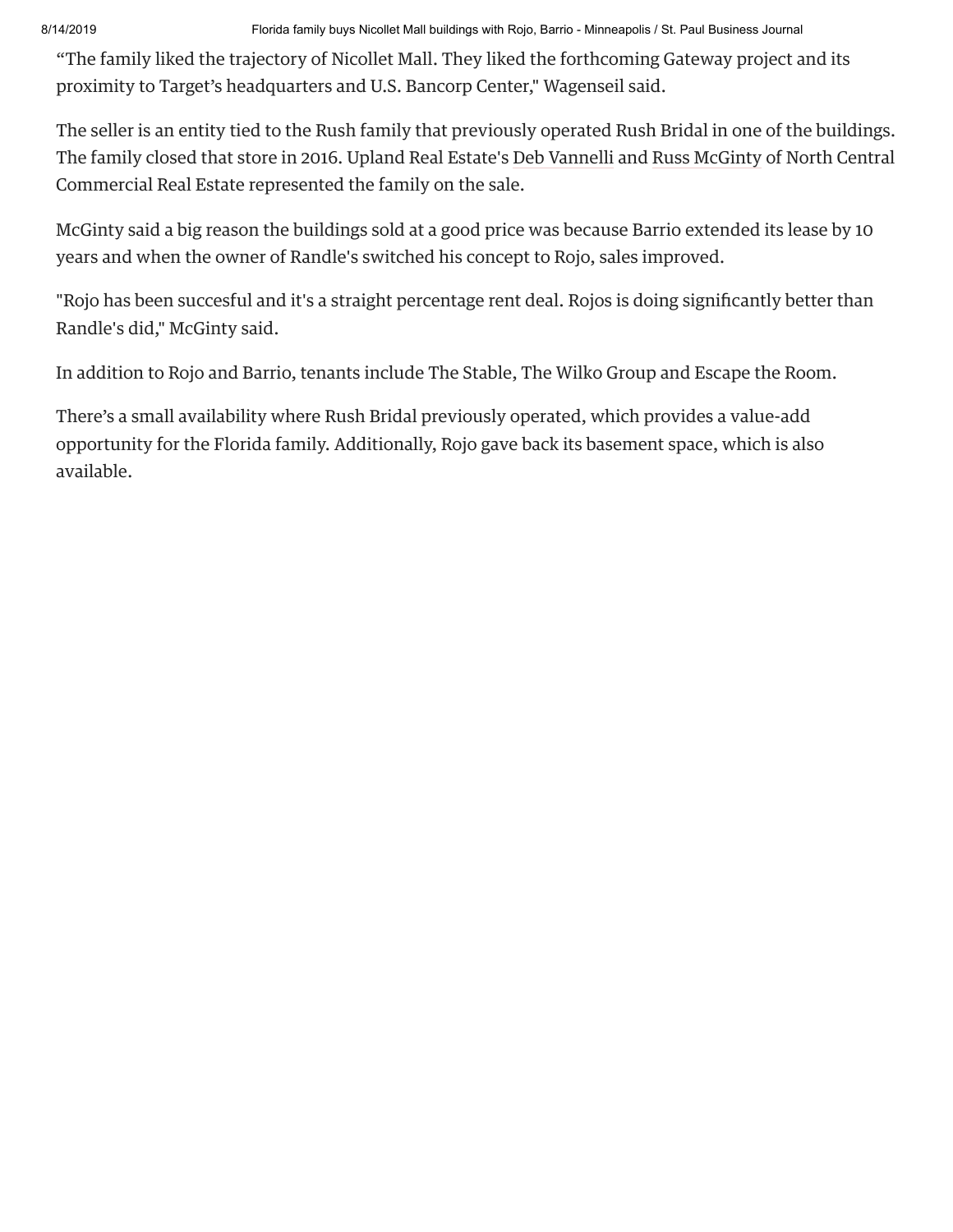“The family liked the trajectory of Nicollet Mall. They liked the forthcoming Gateway project and its proximity to Target’s headquarters and U.S. Bancorp Center," Wagenseil said.

The seller is an entity tied to the Rush family that previously operated Rush Bridal in one of the buildings. The family closed that store in 2016. Upland Real Estate's Deb Vannelli and Russ McGinty of North Central Commercial Real Estate represented the family on the sale.

McGinty said a big reason the buildings sold at a good price was because Barrio extended its lease by 10 years and when the owner of Randle's switched his concept to Rojo, sales improved.

"Rojo has been succesful and it's a straight percentage rent deal. Rojos is doing significantly better than Randle's did," McGinty said.

In addition to Rojo and Barrio, tenants include The Stable, The Wilko Group and Escape the Room.

There’s a small availability where Rush Bridal previously operated, which provides a value-add opportunity for the Florida family. Additionally, Rojo gave back its basement space, which is also available.